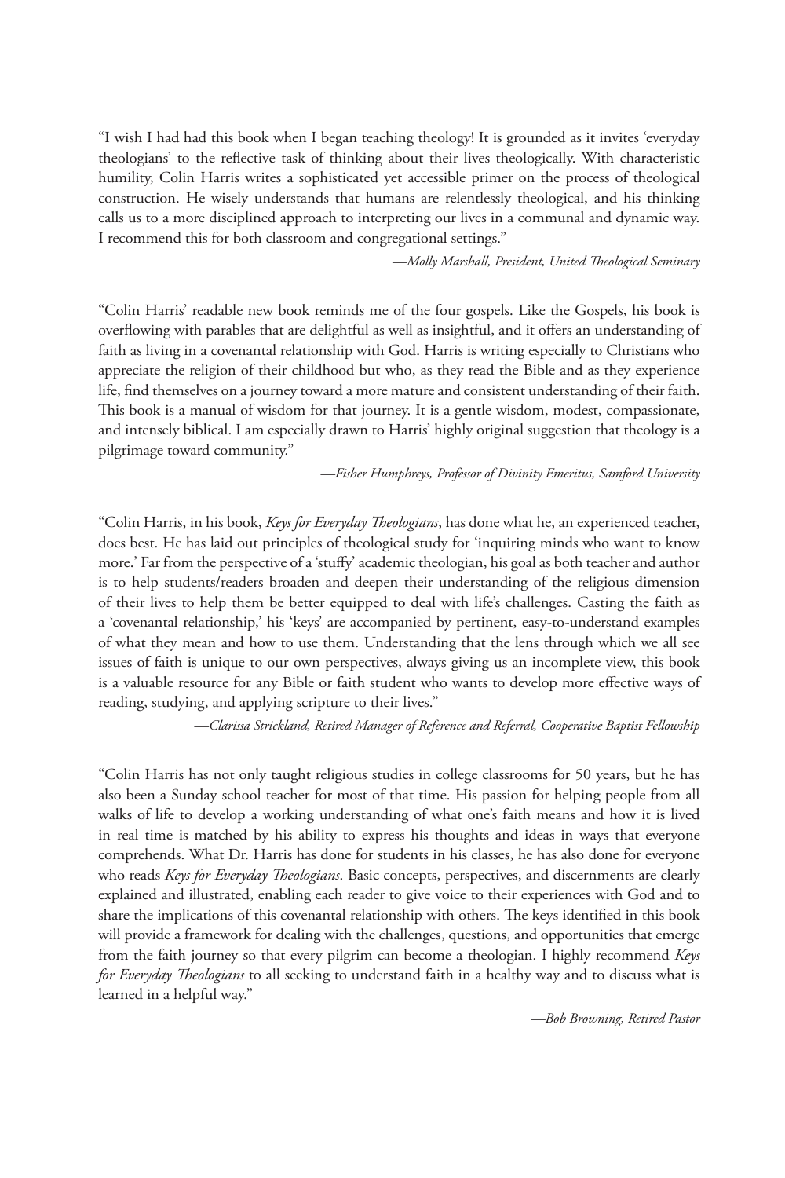"I wish I had had this book when I began teaching theology! It is grounded as it invites 'everyday theologians' to the reflective task of thinking about their lives theologically. With characteristic humility, Colin Harris writes a sophisticated yet accessible primer on the process of theological construction. He wisely understands that humans are relentlessly theological, and his thinking calls us to a more disciplined approach to interpreting our lives in a communal and dynamic way. I recommend this for both classroom and congregational settings."

*—Molly Marshall, President, United Theological Seminary*

"Colin Harris' readable new book reminds me of the four gospels. Like the Gospels, his book is overflowing with parables that are delightful as well as insightful, and it offers an understanding of faith as living in a covenantal relationship with God. Harris is writing especially to Christians who appreciate the religion of their childhood but who, as they read the Bible and as they experience life, find themselves on a journey toward a more mature and consistent understanding of their faith. This book is a manual of wisdom for that journey. It is a gentle wisdom, modest, compassionate, and intensely biblical. I am especially drawn to Harris' highly original suggestion that theology is a pilgrimage toward community."

*—Fisher Humphreys, Professor of Divinity Emeritus, Samford University*

"Colin Harris, in his book, *Keys for Everyday Theologians*, has done what he, an experienced teacher, does best. He has laid out principles of theological study for 'inquiring minds who want to know more.' Far from the perspective of a 'stuffy' academic theologian, his goal as both teacher and author is to help students/readers broaden and deepen their understanding of the religious dimension of their lives to help them be better equipped to deal with life's challenges. Casting the faith as a 'covenantal relationship,' his 'keys' are accompanied by pertinent, easy-to-understand examples of what they mean and how to use them. Understanding that the lens through which we all see issues of faith is unique to our own perspectives, always giving us an incomplete view, this book is a valuable resource for any Bible or faith student who wants to develop more effective ways of reading, studying, and applying scripture to their lives."

*—Clarissa Strickland, Retired Manager of Reference and Referral, Cooperative Baptist Fellowship*

"Colin Harris has not only taught religious studies in college classrooms for 50 years, but he has also been a Sunday school teacher for most of that time. His passion for helping people from all walks of life to develop a working understanding of what one's faith means and how it is lived in real time is matched by his ability to express his thoughts and ideas in ways that everyone comprehends. What Dr. Harris has done for students in his classes, he has also done for everyone who reads *Keys for Everyday Theologians*. Basic concepts, perspectives, and discernments are clearly explained and illustrated, enabling each reader to give voice to their experiences with God and to share the implications of this covenantal relationship with others. The keys identified in this book will provide a framework for dealing with the challenges, questions, and opportunities that emerge from the faith journey so that every pilgrim can become a theologian. I highly recommend *Keys for Everyday Theologians* to all seeking to understand faith in a healthy way and to discuss what is learned in a helpful way."

*—Bob Browning, Retired Pastor*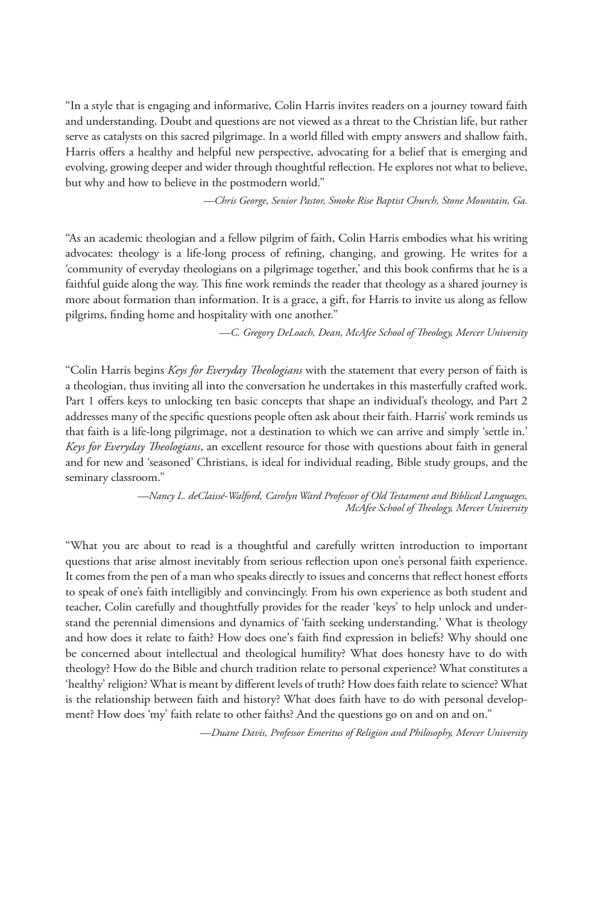"In a style that is engaging and informative, Colin Harris invites readers on a journey toward faith and understanding. Doubt and questions are not viewed as a threat to the Christian life, but rather serve as catalysts on this sacred pilgrimage. In a world filled with empty answers and shallow faith, Harris offers a healthy and helpful new perspective, advocating for a belief that is emerging and evolving, growing deeper and wider through thoughtful reflection. He explores not what to believe, but why and how to believe in the postmodern world."

*—Chris George, Senior Pastor, Smoke Rise Baptist Church, Stone Mountain, Ga.*

"As an academic theologian and a fellow pilgrim of faith, Colin Harris embodies what his writing advocates: theology is a life-long process of refining, changing, and growing. He writes for a 'community of everyday theologians on a pilgrimage together,' and this book confirms that he is a faithful guide along the way. This fine work reminds the reader that theology as a shared journey is more about formation than information. It is a grace, a gift, for Harris to invite us along as fellow pilgrims, finding home and hospitality with one another."

*—C. Gregory DeLoach, Dean, McAfee School of Theology, Mercer University*

"Colin Harris begins *Keys for Everyday Theologians* with the statement that every person of faith is a theologian, thus inviting all into the conversation he undertakes in this masterfully crafted work. Part 1 offers keys to unlocking ten basic concepts that shape an individual's theology, and Part 2 addresses many of the specific questions people often ask about their faith. Harris' work reminds us that faith is a life-long pilgrimage, not a destination to which we can arrive and simply 'settle in.' *Keys for Everyday Theologians*, an excellent resource for those with questions about faith in general and for new and 'seasoned' Christians, is ideal for individual reading, Bible study groups, and the seminary classroom."

*—Nancy L. deClaissé-Walford, Carolyn Ward Professor of Old Testament and Biblical Languages, McAfee School of Theology, Mercer University*

"What you are about to read is a thoughtful and carefully written introduction to important questions that arise almost inevitably from serious reflection upon one's personal faith experience. It comes from the pen of a man who speaks directly to issues and concerns that reflect honest efforts to speak of one's faith intelligibly and convincingly. From his own experience as both student and teacher, Colin carefully and thoughtfully provides for the reader 'keys' to help unlock and understand the perennial dimensions and dynamics of 'faith seeking understanding.' What is theology and how does it relate to faith? How does one's faith find expression in beliefs? Why should one be concerned about intellectual and theological humility? What does honesty have to do with theology? How do the Bible and church tradition relate to personal experience? What constitutes a 'healthy' religion? What is meant by different levels of truth? How does faith relate to science? What is the relationship between faith and history? What does faith have to do with personal development? How does 'my' faith relate to other faiths? And the questions go on and on and on."

*—Duane Davis, Professor Emeritus of Religion and Philosophy, Mercer University*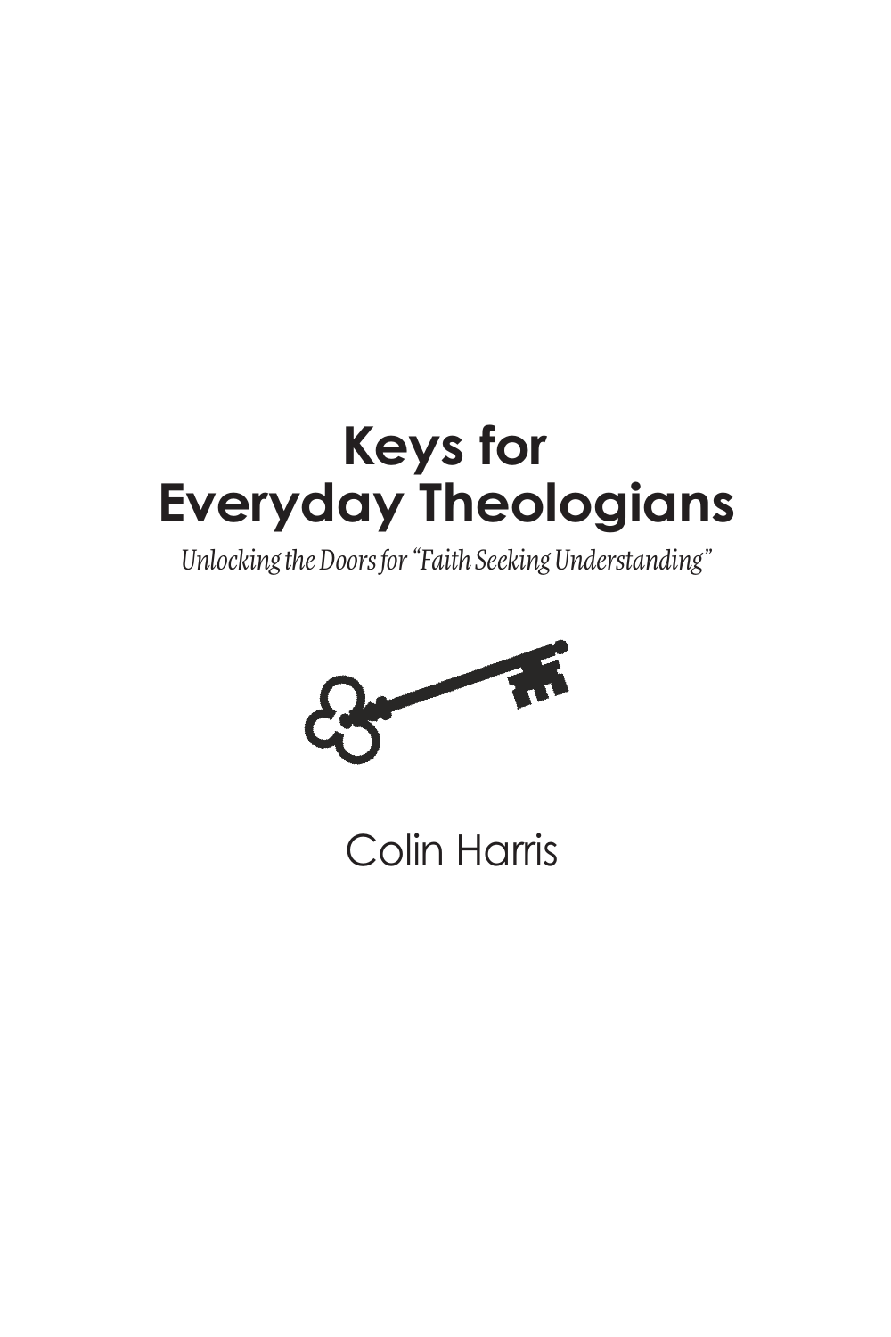# Keys for Everyday Theologians

*Unlocking the Doors for "Faith Seeking Understanding"*

Colin Harris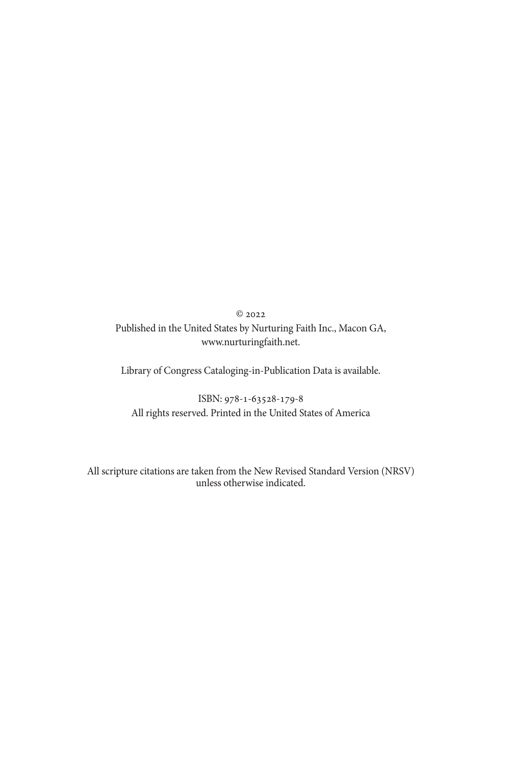© 2022

Published in the United States by Nurturing Faith Inc., Macon GA, www.nurturingfaith.net.

Library of Congress Cataloging-in-Publication Data is available.

ISBN: 978-1-63528-179-8

All rights reserved. Printed in the United States of America

All scripture citations are taken from the New Revised Standard Version (NRSV) unless otherwise indicated.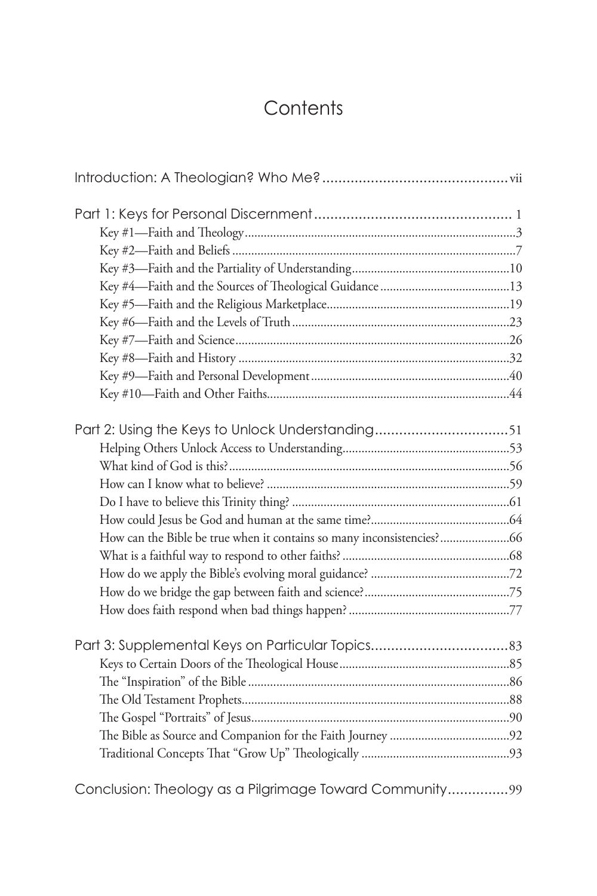# Contents

Introduction: A Theologian? Who Me? ..... vii

Part 1: Keys for Personal Discernment ..... 1

- Key #1—Faith and Theology ..... 3
- Key #2—Faith and Beliefs ..... 7
- Key #3—Faith and the Partiality of Understanding ..... 10
- Key #4—Faith and the Sources of Theological Guidance ..... 13
- Key #5—Faith and the Religious Marketplace ..... 19
- Key #6—Faith and the Levels of Truth ..... 23
- Key #7—Faith and Science ..... 26
- Key #8—Faith and History ..... 32
- Key #9—Faith and Personal Development ..... 40
- Key #10—Faith and Other Faiths ..... 44

Part 2: Using the Keys to Unlock Understanding ..... 51

- Helping Others Unlock Access to Understanding ..... 53
- What kind of God is this? ..... 56
- How can I know what to believe? ..... 59
- Do I have to believe this Trinity thing? ..... 61
- How could Jesus be God and human at the same time? ..... 64
- How can the Bible be true when it contains so many inconsistencies? ..... 66
- What is a faithful way to respond to other faiths? ..... 68
- How do we apply the Bible's evolving moral guidance? ..... 72
- How do we bridge the gap between faith and science? ..... 75
- How does faith respond when bad things happen? ..... 77

Part 3: Supplemental Keys on Particular Topics ..... 83

- Keys to Certain Doors of the Theological House ..... 85
- The "Inspiration" of the Bible ..... 86
- The Old Testament Prophets ..... 88
- The Gospel "Portraits" of Jesus ..... 90
- The Bible as Source and Companion for the Faith Journey ..... 92
- Traditional Concepts That "Grow Up" Theologically ..... 93

Conclusion: Theology as a Pilgrimage Toward Community ..... 99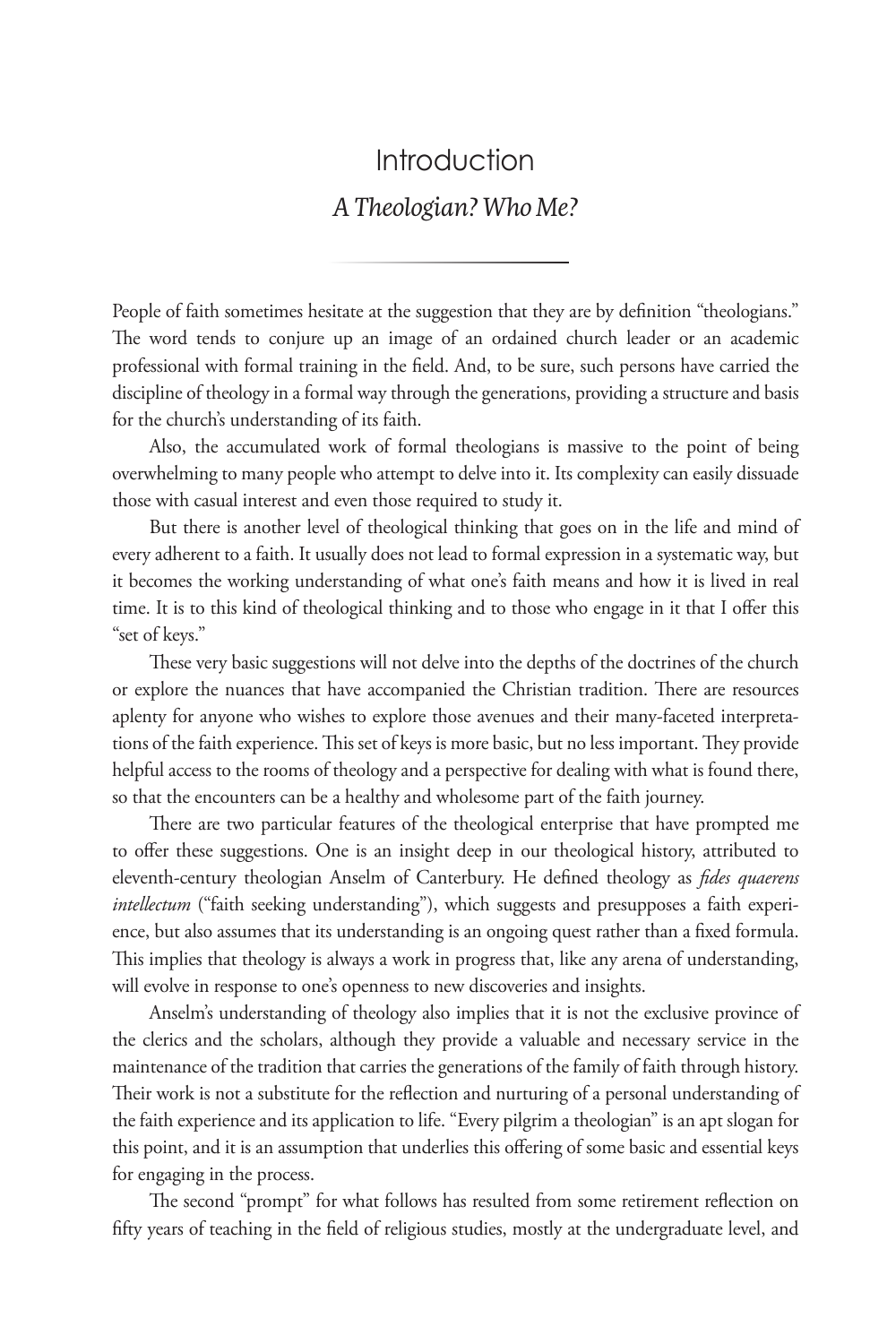# Introduction

## *A Theologian? Who Me?*

People of faith sometimes hesitate at the suggestion that they are by definition "theologians." The word tends to conjure up an image of an ordained church leader or an academic professional with formal training in the field. And, to be sure, such persons have carried the discipline of theology in a formal way through the generations, providing a structure and basis for the church's understanding of its faith.

Also, the accumulated work of formal theologians is massive to the point of being overwhelming to many people who attempt to delve into it. Its complexity can easily dissuade those with casual interest and even those required to study it.

But there is another level of theological thinking that goes on in the life and mind of every adherent to a faith. It usually does not lead to formal expression in a systematic way, but it becomes the working understanding of what one's faith means and how it is lived in real time. It is to this kind of theological thinking and to those who engage in it that I offer this "set of keys."

These very basic suggestions will not delve into the depths of the doctrines of the church or explore the nuances that have accompanied the Christian tradition. There are resources aplenty for anyone who wishes to explore those avenues and their many-faceted interpretations of the faith experience. This set of keys is more basic, but no less important. They provide helpful access to the rooms of theology and a perspective for dealing with what is found there, so that the encounters can be a healthy and wholesome part of the faith journey.

There are two particular features of the theological enterprise that have prompted me to offer these suggestions. One is an insight deep in our theological history, attributed to eleventh-century theologian Anselm of Canterbury. He defined theology as *fides quaerens intellectum* ("faith seeking understanding"), which suggests and presupposes a faith experience, but also assumes that its understanding is an ongoing quest rather than a fixed formula. This implies that theology is always a work in progress that, like any arena of understanding, will evolve in response to one's openness to new discoveries and insights.

Anselm's understanding of theology also implies that it is not the exclusive province of the clerics and the scholars, although they provide a valuable and necessary service in the maintenance of the tradition that carries the generations of the family of faith through history. Their work is not a substitute for the reflection and nurturing of a personal understanding of the faith experience and its application to life. "Every pilgrim a theologian" is an apt slogan for this point, and it is an assumption that underlies this offering of some basic and essential keys for engaging in the process.

The second "prompt" for what follows has resulted from some retirement reflection on fifty years of teaching in the field of religious studies, mostly at the undergraduate level, and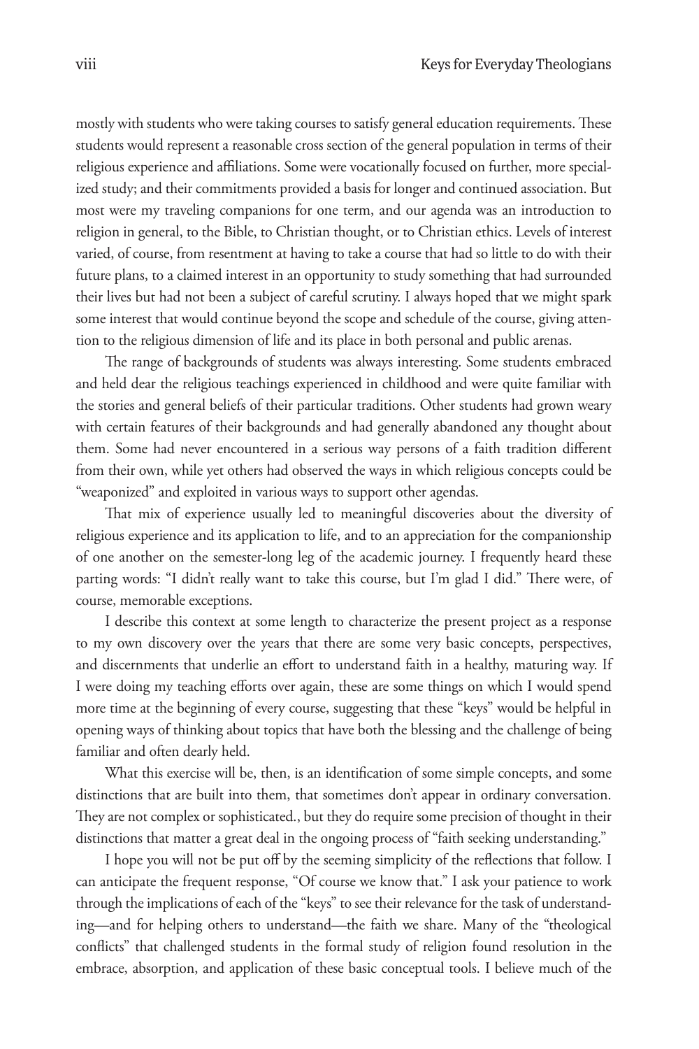mostly with students who were taking courses to satisfy general education requirements. These students would represent a reasonable cross section of the general population in terms of their religious experience and affiliations. Some were vocationally focused on further, more specialized study; and their commitments provided a basis for longer and continued association. But most were my traveling companions for one term, and our agenda was an introduction to religion in general, to the Bible, to Christian thought, or to Christian ethics. Levels of interest varied, of course, from resentment at having to take a course that had so little to do with their future plans, to a claimed interest in an opportunity to study something that had surrounded their lives but had not been a subject of careful scrutiny. I always hoped that we might spark some interest that would continue beyond the scope and schedule of the course, giving attention to the religious dimension of life and its place in both personal and public arenas.

The range of backgrounds of students was always interesting. Some students embraced and held dear the religious teachings experienced in childhood and were quite familiar with the stories and general beliefs of their particular traditions. Other students had grown weary with certain features of their backgrounds and had generally abandoned any thought about them. Some had never encountered in a serious way persons of a faith tradition different from their own, while yet others had observed the ways in which religious concepts could be "weaponized" and exploited in various ways to support other agendas.

That mix of experience usually led to meaningful discoveries about the diversity of religious experience and its application to life, and to an appreciation for the companionship of one another on the semester-long leg of the academic journey. I frequently heard these parting words: "I didn't really want to take this course, but I'm glad I did." There were, of course, memorable exceptions.

I describe this context at some length to characterize the present project as a response to my own discovery over the years that there are some very basic concepts, perspectives, and discernments that underlie an effort to understand faith in a healthy, maturing way. If I were doing my teaching efforts over again, these are some things on which I would spend more time at the beginning of every course, suggesting that these "keys" would be helpful in opening ways of thinking about topics that have both the blessing and the challenge of being familiar and often dearly held.

What this exercise will be, then, is an identification of some simple concepts, and some distinctions that are built into them, that sometimes don't appear in ordinary conversation. They are not complex or sophisticated., but they do require some precision of thought in their distinctions that matter a great deal in the ongoing process of "faith seeking understanding."

I hope you will not be put off by the seeming simplicity of the reflections that follow. I can anticipate the frequent response, "Of course we know that." I ask your patience to work through the implications of each of the "keys" to see their relevance for the task of understanding—and for helping others to understand—the faith we share. Many of the "theological conflicts" that challenged students in the formal study of religion found resolution in the embrace, absorption, and application of these basic conceptual tools. I believe much of the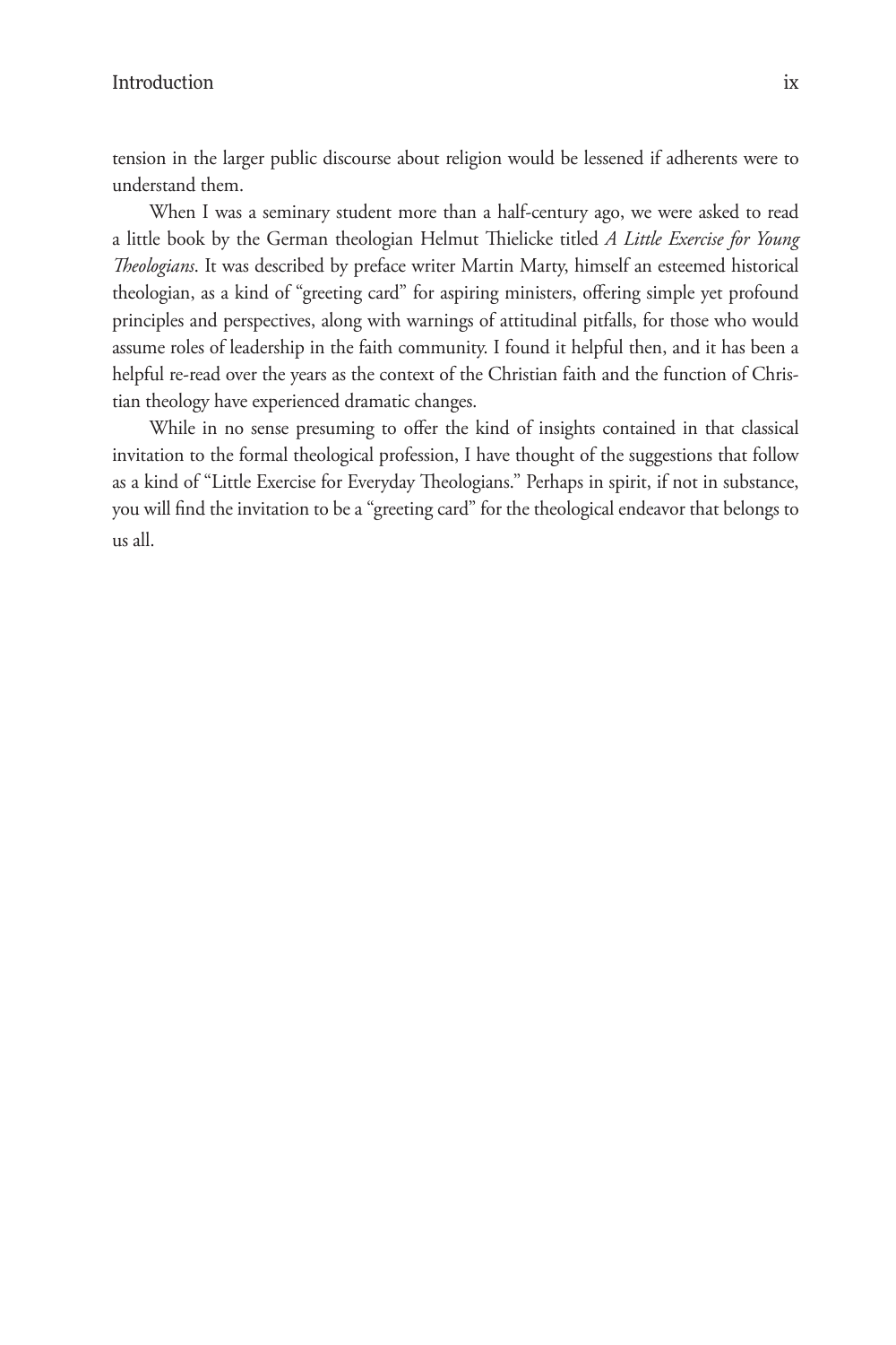tension in the larger public discourse about religion would be lessened if adherents were to understand them.

When I was a seminary student more than a half-century ago, we were asked to read a little book by the German theologian Helmut Thielicke titled *A Little Exercise for Young Theologians*. It was described by preface writer Martin Marty, himself an esteemed historical theologian, as a kind of "greeting card" for aspiring ministers, offering simple yet profound principles and perspectives, along with warnings of attitudinal pitfalls, for those who would assume roles of leadership in the faith community. I found it helpful then, and it has been a helpful re-read over the years as the context of the Christian faith and the function of Christian theology have experienced dramatic changes.

While in no sense presuming to offer the kind of insights contained in that classical invitation to the formal theological profession, I have thought of the suggestions that follow as a kind of "Little Exercise for Everyday Theologians." Perhaps in spirit, if not in substance, you will find the invitation to be a "greeting card" for the theological endeavor that belongs to us all.